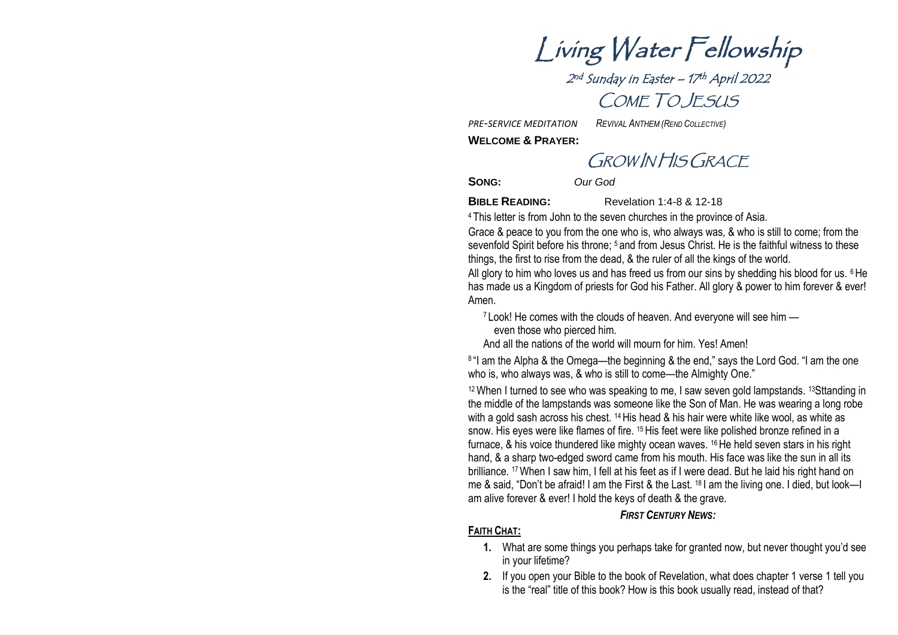# Living Water Fellowship

## 2nd Sunday in Easter – 17th April 2022

## Come To Jesus

*PRE-SERVICE MEDITATION* *REVIVAL ANTHEM (REND COLLECTIVE)*

**WELCOME & PRAYER:**

## Grow In His Grace

**SONG:** *Our God*

**BIBLE READING:** Revelation 1:4-8 & 12-18

[4] This letter is from John to the seven churches in the province of Asia.

Grace & peace to you from the one who is, who always was, & who is still to come; from the sevenfold Spirit before his throne; [5] and from Jesus Christ. He is the faithful witness to these things, the first to rise from the dead, & the ruler of all the kings of the world.

All glory to him who loves us and has freed us from our sins by shedding his blood for us. [6] He has made us a Kingdom of priests for God his Father. All glory & power to him forever & ever! Amen.

> [7] Look! He comes with the clouds of heaven. And everyone will see him —
> even those who pierced him.
> And all the nations of the world will mourn for him. Yes! Amen!

[8] "I am the Alpha & the Omega—the beginning & the end," says the Lord God. "I am the one who is, who always was, & who is still to come—the Almighty One."

[12] When I turned to see who was speaking to me, I saw seven gold lampstands. [13] Sttanding in the middle of the lampstands was someone like the Son of Man. He was wearing a long robe with a gold sash across his chest. [14] His head & his hair were white like wool, as white as snow. His eyes were like flames of fire. [15] His feet were like polished bronze refined in a furnace, & his voice thundered like mighty ocean waves. [16] He held seven stars in his right hand, & a sharp two-edged sword came from his mouth. His face was like the sun in all its brilliance. [17] When I saw him, I fell at his feet as if I were dead. But he laid his right hand on me & said, "Don't be afraid! I am the First & the Last. [18] I am the living one. I died, but look—I am alive forever & ever! I hold the keys of death & the grave.

***FIRST CENTURY NEWS:***

**FAITH CHAT:**

1. What are some things you perhaps take for granted now, but never thought you'd see in your lifetime?
2. If you open your Bible to the book of Revelation, what does chapter 1 verse 1 tell you is the "real" title of this book? How is this book usually read, instead of that?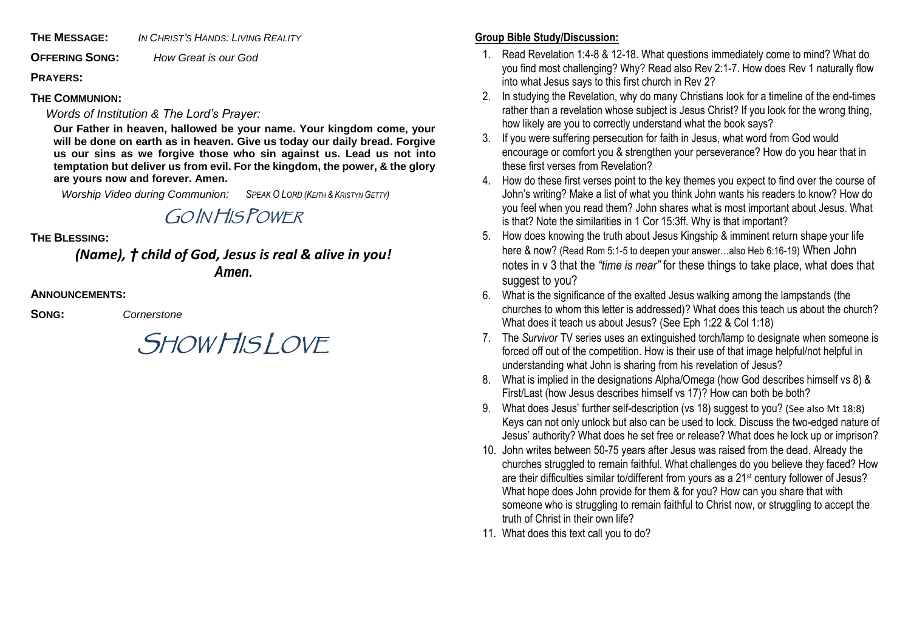**THE MESSAGE:** *IN CHRIST'S HANDS: LIVING REALITY*

**OFFERING SONG:** *How Great is our God*

**PRAYERS:**

**THE COMMUNION:**

*Words of Institution & The Lord's Prayer:*

**Our Father in heaven, hallowed be your name. Your kingdom come, your will be done on earth as in heaven. Give us today our daily bread. Forgive us our sins as we forgive those who sin against us. Lead us not into temptation but deliver us from evil. For the kingdom, the power, & the glory are yours now and forever. Amen.**

*Worship Video during Communion:* *SPEAK O LORD (KEITH & KRISTYN GETTY)*

## GO IN HIS POWER

**THE BLESSING:**

***(Name), † child of God, Jesus is real & alive in you! Amen.***

**ANNOUNCEMENTS:**

**SONG:** *Cornerstone*

## SHOW HIS LOVE

**Group Bible Study/Discussion:**

1. Read Revelation 1:4-8 & 12-18. What questions immediately come to mind? What do you find most challenging? Why? Read also Rev 2:1-7. How does Rev 1 naturally flow into what Jesus says to this first church in Rev 2?
2. In studying the Revelation, why do many Christians look for a timeline of the end-times rather than a revelation whose subject is Jesus Christ? If you look for the wrong thing, how likely are you to correctly understand what the book says?
3. If you were suffering persecution for faith in Jesus, what word from God would encourage or comfort you & strengthen your perseverance? How do you hear that in these first verses from Revelation?
4. How do these first verses point to the key themes you expect to find over the course of John's writing? Make a list of what you think John wants his readers to know? How do you feel when you read them? John shares what is most important about Jesus. What is that? Note the similarities in 1 Cor 15:3ff. Why is that important?
5. How does knowing the truth about Jesus Kingship & imminent return shape your life here & now? (Read Rom 5:1-5 to deepen your answer…also Heb 6:16-19) When John notes in v 3 that the *"time is near"* for these things to take place, what does that suggest to you?
6. What is the significance of the exalted Jesus walking among the lampstands (the churches to whom this letter is addressed)? What does this teach us about the church? What does it teach us about Jesus? (See Eph 1:22 & Col 1:18)
7. The *Survivor* TV series uses an extinguished torch/lamp to designate when someone is forced off out of the competition. How is their use of that image helpful/not helpful in understanding what John is sharing from his revelation of Jesus?
8. What is implied in the designations Alpha/Omega (how God describes himself vs 8) & First/Last (how Jesus describes himself vs 17)? How can both be both?
9. What does Jesus' further self-description (vs 18) suggest to you? (See also Mt 18:8) Keys can not only unlock but also can be used to lock. Discuss the two-edged nature of Jesus' authority? What does he set free or release? What does he lock up or imprison?
10. John writes between 50-75 years after Jesus was raised from the dead. Already the churches struggled to remain faithful. What challenges do you believe they faced? How are their difficulties similar to/different from yours as a 21st century follower of Jesus? What hope does John provide for them & for you? How can you share that with someone who is struggling to remain faithful to Christ now, or struggling to accept the truth of Christ in their own life?
11. What does this text call you to do?